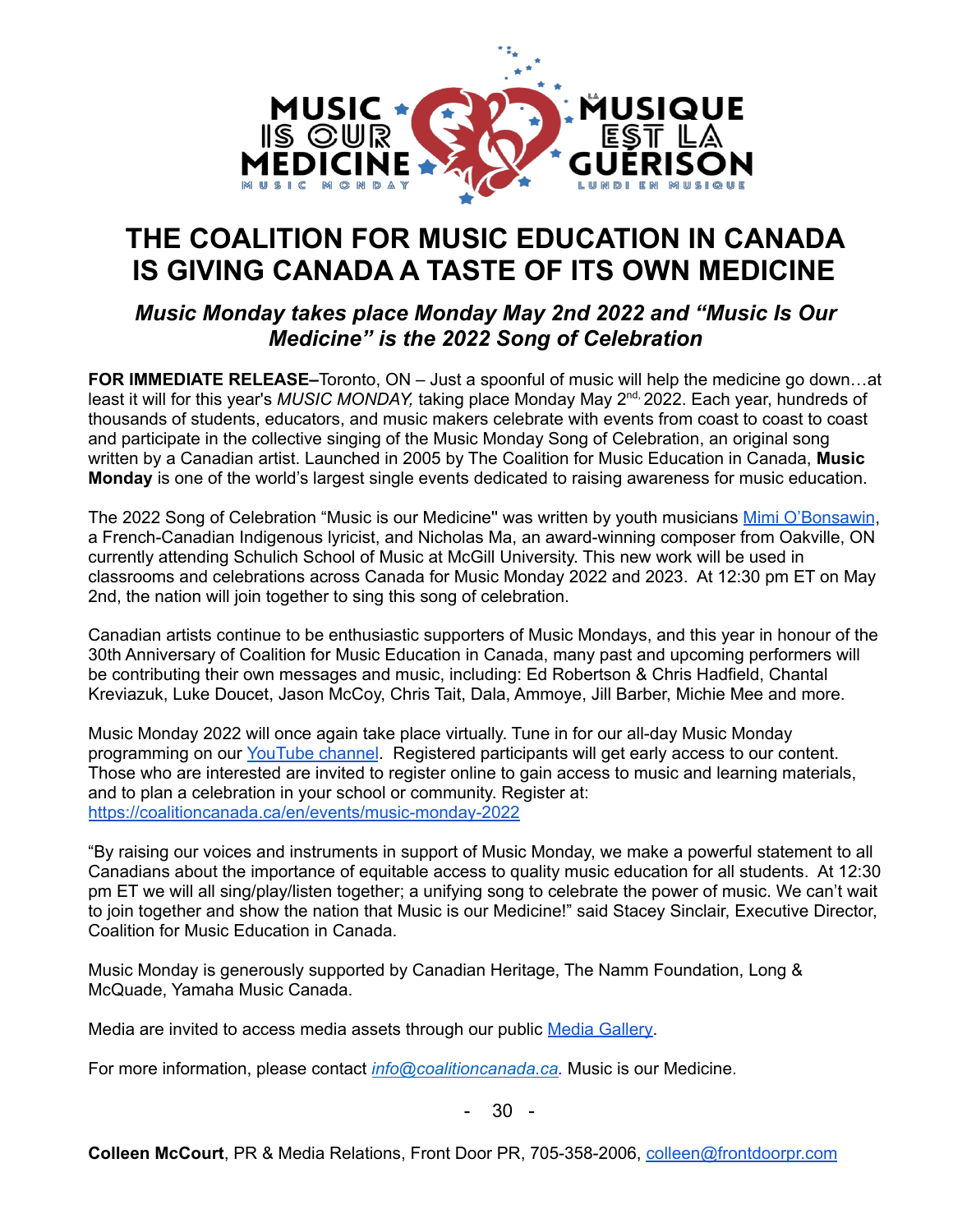# THE COALITION FOR MUSIC EDUCATION IN CANADA IS GIVING CANADA A TASTE OF ITS OWN MEDICINE

## *Music Monday takes place Monday May 2nd 2022 and "Music Is Our Medicine" is the 2022 Song of Celebration*

**FOR IMMEDIATE RELEASE–**Toronto, ON – Just a spoonful of music will help the medicine go down…at least it will for this year's *MUSIC MONDAY,* taking place Monday May 2nd, 2022. Each year, hundreds of thousands of students, educators, and music makers celebrate with events from coast to coast to coast and participate in the collective singing of the Music Monday Song of Celebration, an original song written by a Canadian artist. Launched in 2005 by The Coalition for Music Education in Canada, **Music Monday** is one of the world's largest single events dedicated to raising awareness for music education.

The 2022 Song of Celebration "Music is our Medicine" was written by youth musicians Mimi O'Bonsawin, a French-Canadian Indigenous lyricist, and Nicholas Ma, an award-winning composer from Oakville, ON currently attending Schulich School of Music at McGill University. This new work will be used in classrooms and celebrations across Canada for Music Monday 2022 and 2023. At 12:30 pm ET on May 2nd, the nation will join together to sing this song of celebration.

Canadian artists continue to be enthusiastic supporters of Music Mondays, and this year in honour of the 30th Anniversary of Coalition for Music Education in Canada, many past and upcoming performers will be contributing their own messages and music, including: Ed Robertson & Chris Hadfield, Chantal Kreviazuk, Luke Doucet, Jason McCoy, Chris Tait, Dala, Ammoye, Jill Barber, Michie Mee and more.

Music Monday 2022 will once again take place virtually. Tune in for our all-day Music Monday programming on our YouTube channel. Registered participants will get early access to our content. Those who are interested are invited to register online to gain access to music and learning materials, and to plan a celebration in your school or community. Register at: https://coalitioncanada.ca/en/events/music-monday-2022

"By raising our voices and instruments in support of Music Monday, we make a powerful statement to all Canadians about the importance of equitable access to quality music education for all students. At 12:30 pm ET we will all sing/play/listen together; a unifying song to celebrate the power of music. We can't wait to join together and show the nation that Music is our Medicine!" said Stacey Sinclair, Executive Director, Coalition for Music Education in Canada.

Music Monday is generously supported by Canadian Heritage, The Namm Foundation, Long & McQuade, Yamaha Music Canada.

Media are invited to access media assets through our public Media Gallery.

For more information, please contact *info@coalitioncanada.ca.* Music is our Medicine.

\- 30 -

**Colleen McCourt**, PR & Media Relations, Front Door PR, 705-358-2006, colleen@frontdoorpr.com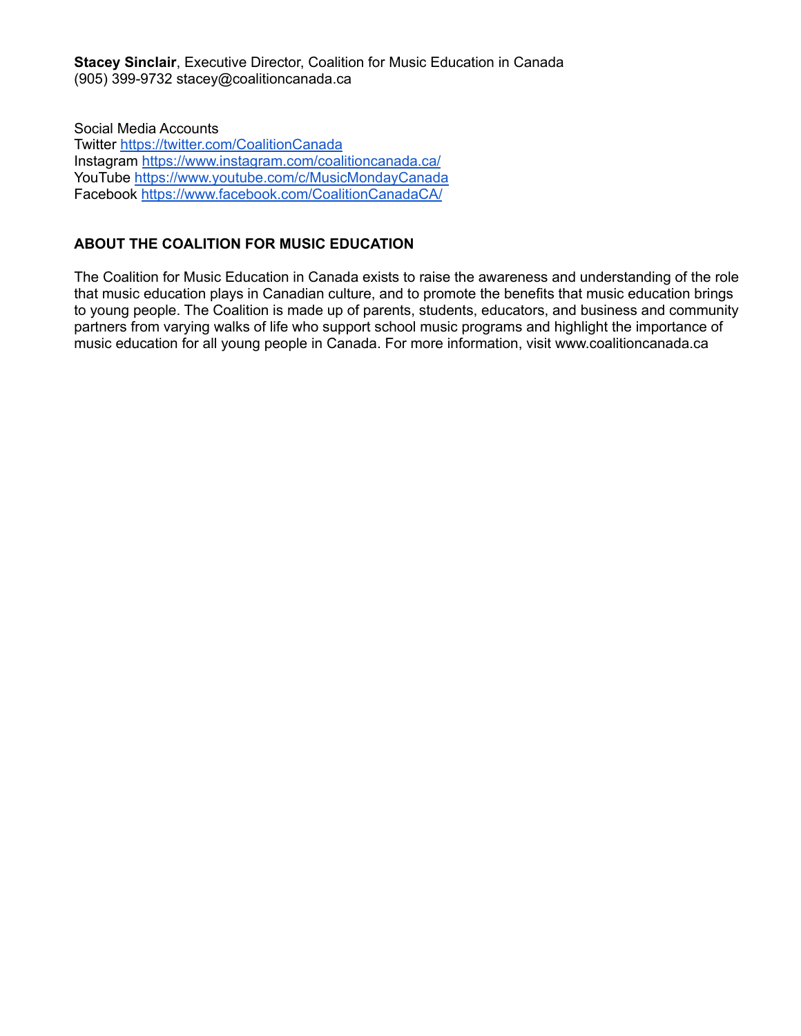**Stacey Sinclair**, Executive Director, Coalition for Music Education in Canada
(905) 399-9732 stacey@coalitioncanada.ca

Social Media Accounts
Twitter https://twitter.com/CoalitionCanada
Instagram https://www.instagram.com/coalitioncanada.ca/
YouTube https://www.youtube.com/c/MusicMondayCanada
Facebook https://www.facebook.com/CoalitionCanadaCA/

**ABOUT THE COALITION FOR MUSIC EDUCATION**

The Coalition for Music Education in Canada exists to raise the awareness and understanding of the role that music education plays in Canadian culture, and to promote the benefits that music education brings to young people. The Coalition is made up of parents, students, educators, and business and community partners from varying walks of life who support school music programs and highlight the importance of music education for all young people in Canada. For more information, visit www.coalitioncanada.ca